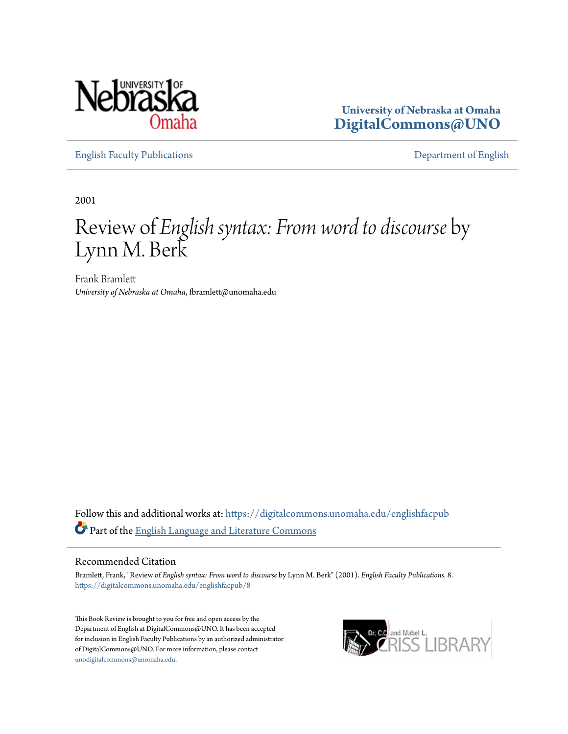University of Nebraska at Omaha
**DigitalCommons@UNO**

English Faculty Publications | Department of English

2001

# Review of *English syntax: From word to discourse* by Lynn M. Berk

Frank Bramlett
*University of Nebraska at Omaha*, fbramlett@unomaha.edu

Follow this and additional works at: https://digitalcommons.unomaha.edu/englishfacpub

Part of the English Language and Literature Commons

## Recommended Citation

Bramlett, Frank, "Review of *English syntax: From word to discourse* by Lynn M. Berk" (2001). *English Faculty Publications*. 8.
https://digitalcommons.unomaha.edu/englishfacpub/8

This Book Review is brought to you for free and open access by the Department of English at DigitalCommons@UNO. It has been accepted for inclusion in English Faculty Publications by an authorized administrator of DigitalCommons@UNO. For more information, please contact unodigitalcommons@unomaha.edu.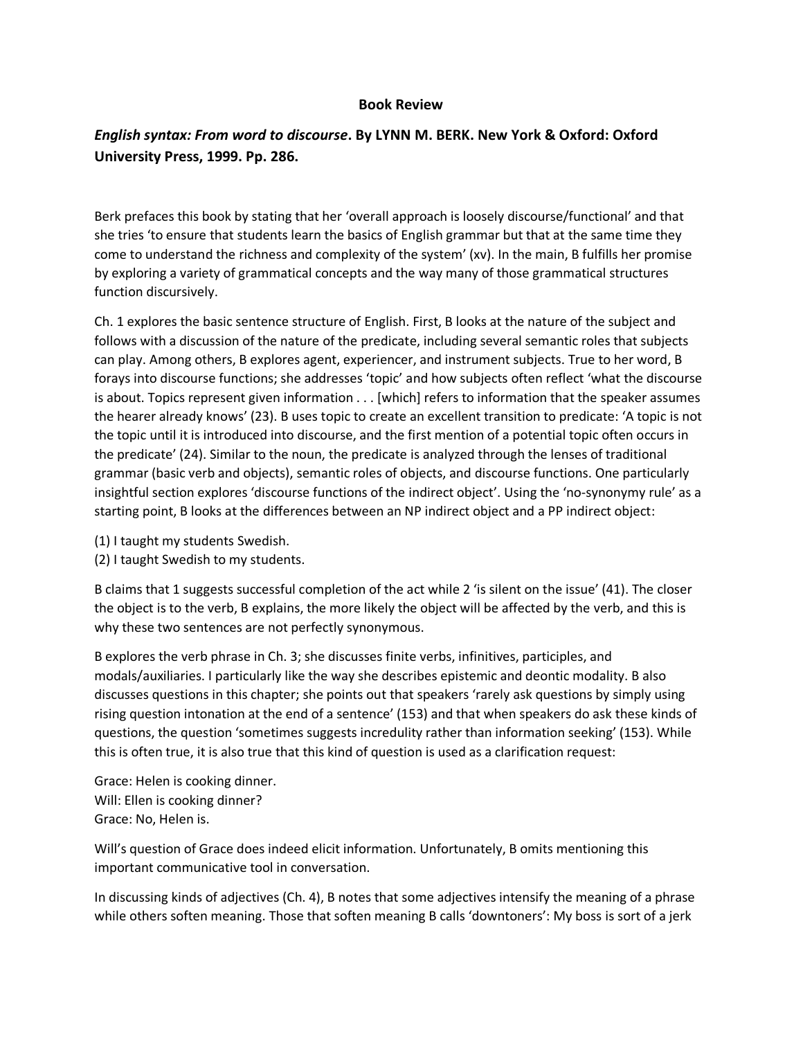**Book Review**

***English syntax: From word to discourse*. By LYNN M. BERK. New York & Oxford: Oxford University Press, 1999. Pp. 286.**

Berk prefaces this book by stating that her 'overall approach is loosely discourse/functional' and that she tries 'to ensure that students learn the basics of English grammar but that at the same time they come to understand the richness and complexity of the system' (xv). In the main, B fulfills her promise by exploring a variety of grammatical concepts and the way many of those grammatical structures function discursively.

Ch. 1 explores the basic sentence structure of English. First, B looks at the nature of the subject and follows with a discussion of the nature of the predicate, including several semantic roles that subjects can play. Among others, B explores agent, experiencer, and instrument subjects. True to her word, B forays into discourse functions; she addresses 'topic' and how subjects often reflect 'what the discourse is about. Topics represent given information . . . [which] refers to information that the speaker assumes the hearer already knows' (23). B uses topic to create an excellent transition to predicate: 'A topic is not the topic until it is introduced into discourse, and the first mention of a potential topic often occurs in the predicate' (24). Similar to the noun, the predicate is analyzed through the lenses of traditional grammar (basic verb and objects), semantic roles of objects, and discourse functions. One particularly insightful section explores 'discourse functions of the indirect object'. Using the 'no-synonymy rule' as a starting point, B looks at the differences between an NP indirect object and a PP indirect object:

(1) I taught my students Swedish.
(2) I taught Swedish to my students.

B claims that 1 suggests successful completion of the act while 2 'is silent on the issue' (41). The closer the object is to the verb, B explains, the more likely the object will be affected by the verb, and this is why these two sentences are not perfectly synonymous.

B explores the verb phrase in Ch. 3; she discusses finite verbs, infinitives, participles, and modals/auxiliaries. I particularly like the way she describes epistemic and deontic modality. B also discusses questions in this chapter; she points out that speakers 'rarely ask questions by simply using rising question intonation at the end of a sentence' (153) and that when speakers do ask these kinds of questions, the question 'sometimes suggests incredulity rather than information seeking' (153). While this is often true, it is also true that this kind of question is used as a clarification request:

Grace: Helen is cooking dinner.
Will: Ellen is cooking dinner?
Grace: No, Helen is.

Will's question of Grace does indeed elicit information. Unfortunately, B omits mentioning this important communicative tool in conversation.

In discussing kinds of adjectives (Ch. 4), B notes that some adjectives intensify the meaning of a phrase while others soften meaning. Those that soften meaning B calls 'downtoners': My boss is sort of a jerk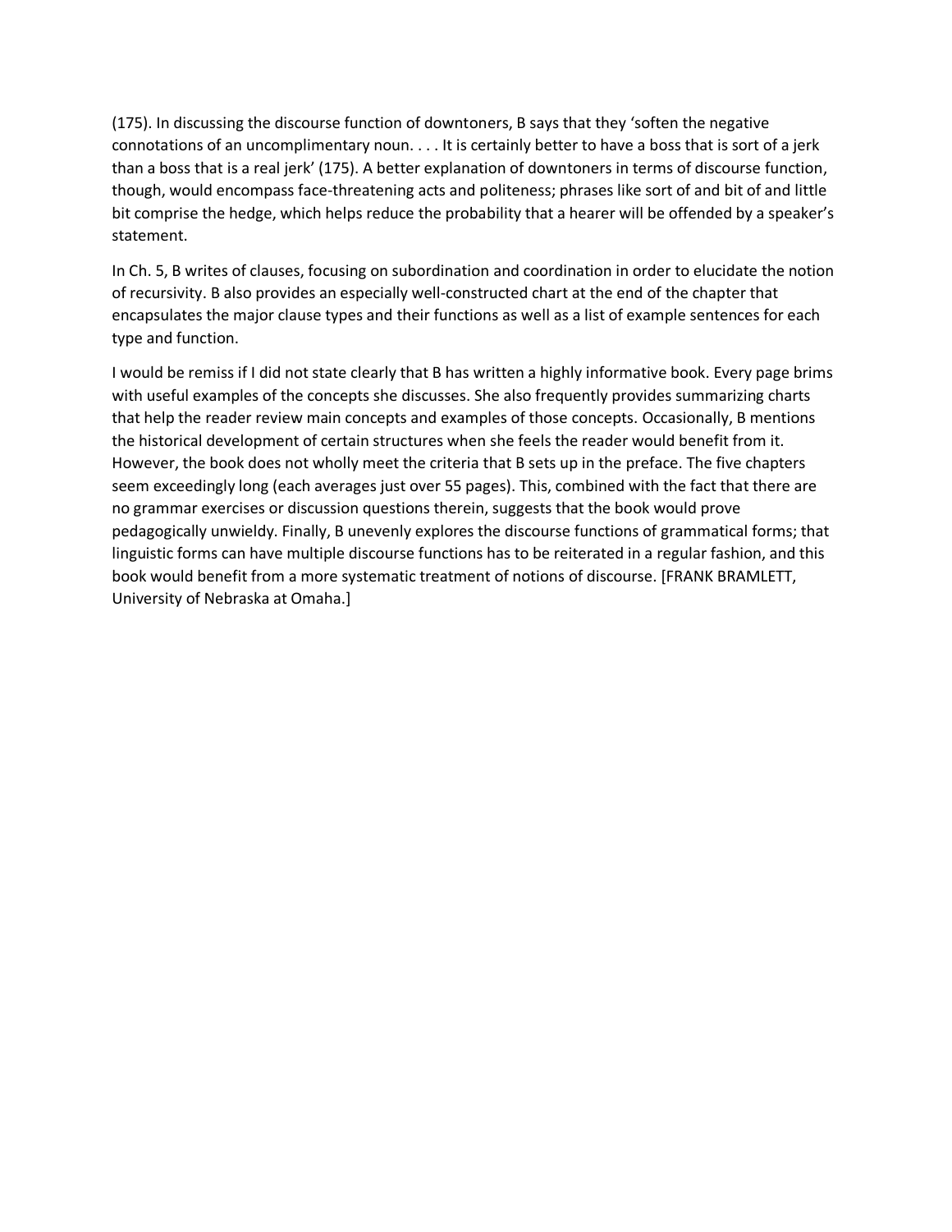(175). In discussing the discourse function of downtoners, B says that they 'soften the negative connotations of an uncomplimentary noun. . . . It is certainly better to have a boss that is sort of a jerk than a boss that is a real jerk' (175). A better explanation of downtoners in terms of discourse function, though, would encompass face-threatening acts and politeness; phrases like sort of and bit of and little bit comprise the hedge, which helps reduce the probability that a hearer will be offended by a speaker's statement.

In Ch. 5, B writes of clauses, focusing on subordination and coordination in order to elucidate the notion of recursivity. B also provides an especially well-constructed chart at the end of the chapter that encapsulates the major clause types and their functions as well as a list of example sentences for each type and function.

I would be remiss if I did not state clearly that B has written a highly informative book. Every page brims with useful examples of the concepts she discusses. She also frequently provides summarizing charts that help the reader review main concepts and examples of those concepts. Occasionally, B mentions the historical development of certain structures when she feels the reader would benefit from it. However, the book does not wholly meet the criteria that B sets up in the preface. The five chapters seem exceedingly long (each averages just over 55 pages). This, combined with the fact that there are no grammar exercises or discussion questions therein, suggests that the book would prove pedagogically unwieldy. Finally, B unevenly explores the discourse functions of grammatical forms; that linguistic forms can have multiple discourse functions has to be reiterated in a regular fashion, and this book would benefit from a more systematic treatment of notions of discourse. [FRANK BRAMLETT, University of Nebraska at Omaha.]